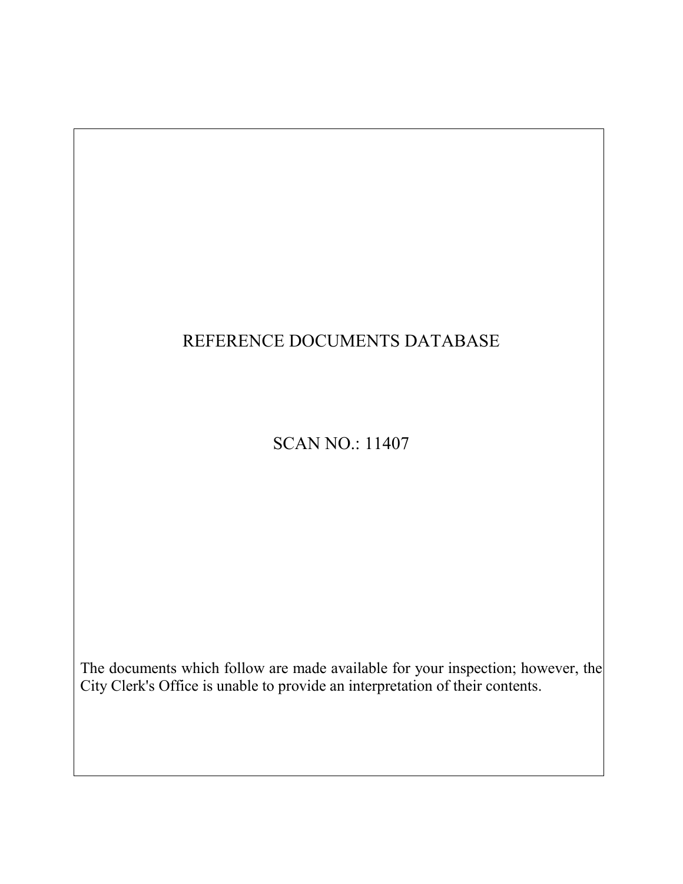# REFERENCE DOCUMENTS DATABASE

## SCAN NO.: 11407

The documents which follow are made available for your inspection; however, the City Clerk's Office is unable to provide an interpretation of their contents.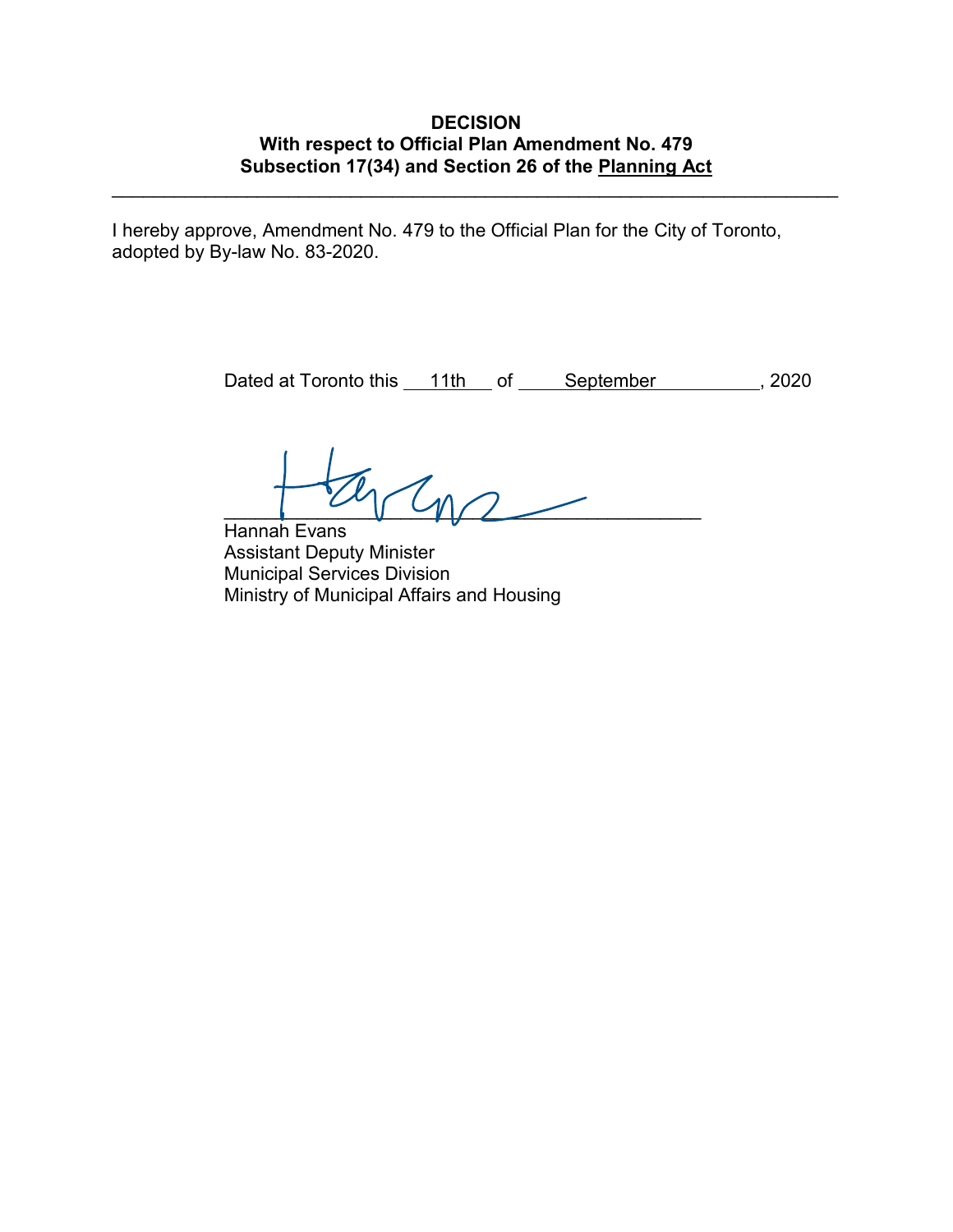**DECISION**
**With respect to Official Plan Amendment No. 479**
**Subsection 17(34) and Section 26 of the Planning Act**

---

I hereby approve, Amendment No. 479 to the Official Plan for the City of Toronto, adopted by By-law No. 83-2020.

Dated at Toronto this 11th of September, 2020

Hannah Evans
Assistant Deputy Minister
Municipal Services Division
Ministry of Municipal Affairs and Housing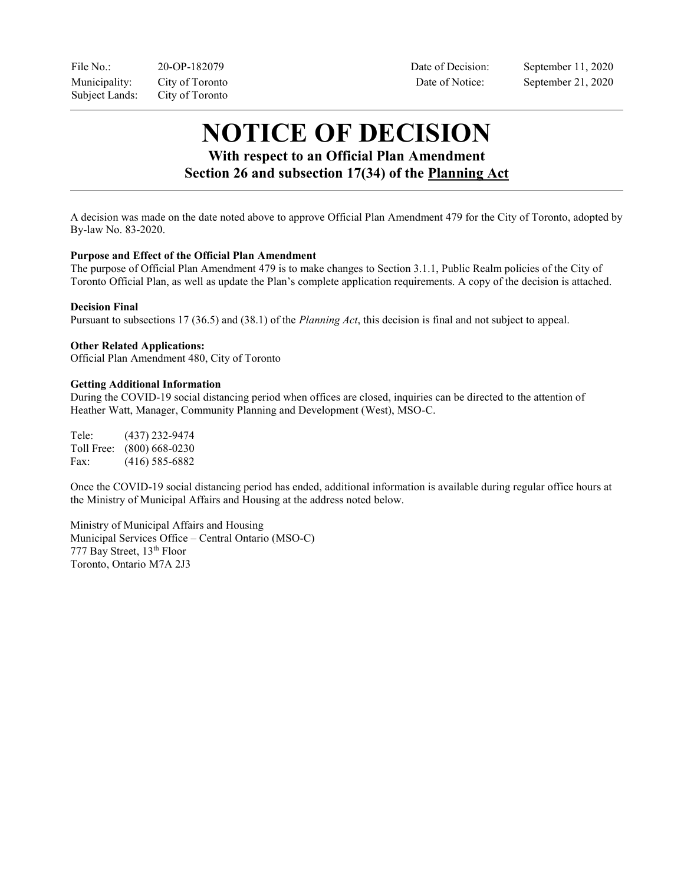| | | | |
|---|---|---|---|
| File No.: | 20-OP-182079 | Date of Decision: | September 11, 2020 |
| Municipality: | City of Toronto | Date of Notice: | September 21, 2020 |
| Subject Lands: | City of Toronto | | |

# NOTICE OF DECISION

### With respect to an Official Plan Amendment
### Section 26 and subsection 17(34) of the Planning Act

A decision was made on the date noted above to approve Official Plan Amendment 479 for the City of Toronto, adopted by By-law No. 83-2020.

**Purpose and Effect of the Official Plan Amendment**
The purpose of Official Plan Amendment 479 is to make changes to Section 3.1.1, Public Realm policies of the City of Toronto Official Plan, as well as update the Plan's complete application requirements. A copy of the decision is attached.

**Decision Final**
Pursuant to subsections 17 (36.5) and (38.1) of the *Planning Act*, this decision is final and not subject to appeal.

**Other Related Applications:**
Official Plan Amendment 480, City of Toronto

**Getting Additional Information**
During the COVID-19 social distancing period when offices are closed, inquiries can be directed to the attention of Heather Watt, Manager, Community Planning and Development (West), MSO-C.

Tele: (437) 232-9474
Toll Free: (800) 668-0230
Fax: (416) 585-6882

Once the COVID-19 social distancing period has ended, additional information is available during regular office hours at the Ministry of Municipal Affairs and Housing at the address noted below.

Ministry of Municipal Affairs and Housing
Municipal Services Office – Central Ontario (MSO-C)
777 Bay Street, 13th Floor
Toronto, Ontario M7A 2J3